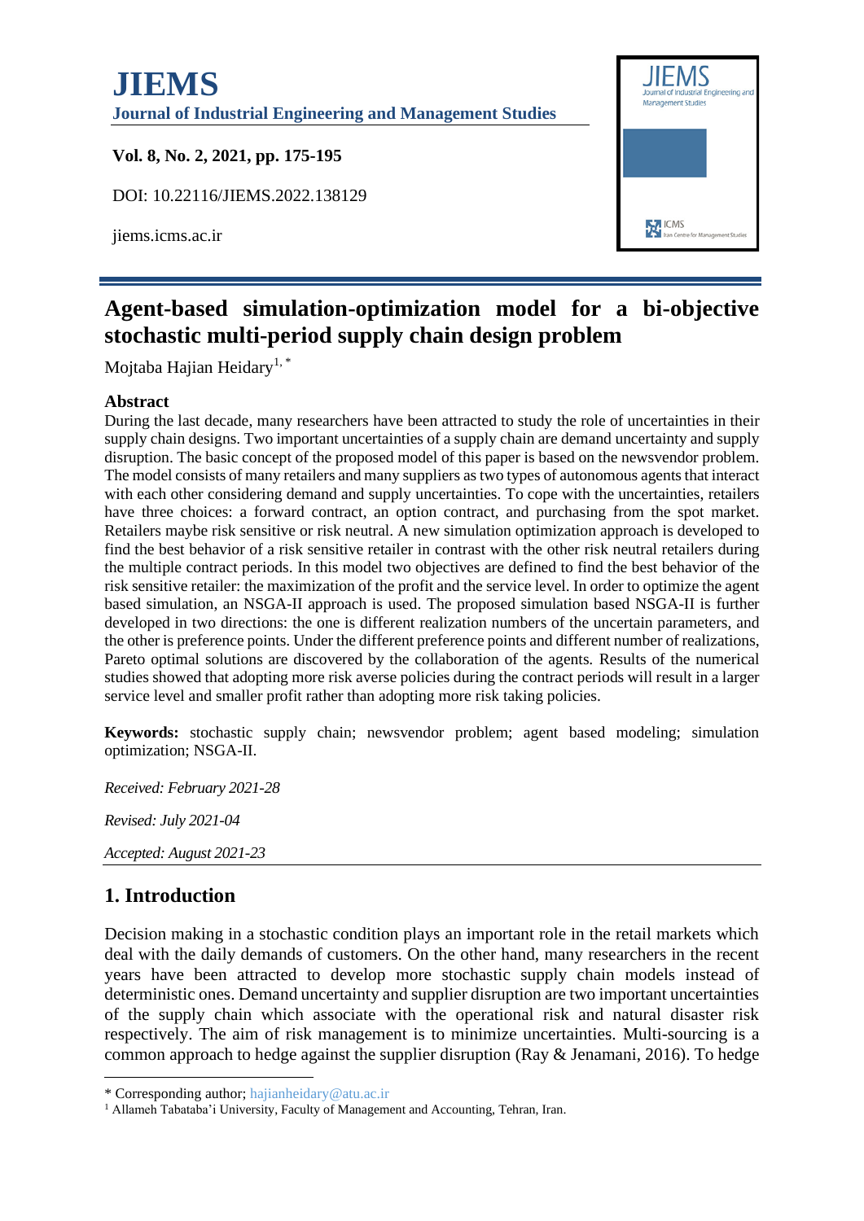# JIEMS

**Journal of Industrial Engineering and Management Studies**

**Vol. 8, No. 2, 2021, pp. 175-195**

DOI: 10.22116/JIEMS.2022.138129

jiems.icms.ac.ir

## Agent-based simulation-optimization model for a bi-objective stochastic multi-period supply chain design problem

Mojtaba Hajian Heidary[1,*]

### Abstract

During the last decade, many researchers have been attracted to study the role of uncertainties in their supply chain designs. Two important uncertainties of a supply chain are demand uncertainty and supply disruption. The basic concept of the proposed model of this paper is based on the newsvendor problem. The model consists of many retailers and many suppliers as two types of autonomous agents that interact with each other considering demand and supply uncertainties. To cope with the uncertainties, retailers have three choices: a forward contract, an option contract, and purchasing from the spot market. Retailers maybe risk sensitive or risk neutral. A new simulation optimization approach is developed to find the best behavior of a risk sensitive retailer in contrast with the other risk neutral retailers during the multiple contract periods. In this model two objectives are defined to find the best behavior of the risk sensitive retailer: the maximization of the profit and the service level. In order to optimize the agent based simulation, an NSGA-II approach is used. The proposed simulation based NSGA-II is further developed in two directions: the one is different realization numbers of the uncertain parameters, and the other is preference points. Under the different preference points and different number of realizations, Pareto optimal solutions are discovered by the collaboration of the agents. Results of the numerical studies showed that adopting more risk averse policies during the contract periods will result in a larger service level and smaller profit rather than adopting more risk taking policies.

**Keywords:** stochastic supply chain; newsvendor problem; agent based modeling; simulation optimization; NSGA-II.

*Received: February 2021-28*

*Revised: July 2021-04*

*Accepted: August 2021-23*

## 1. Introduction

Decision making in a stochastic condition plays an important role in the retail markets which deal with the daily demands of customers. On the other hand, many researchers in the recent years have been attracted to develop more stochastic supply chain models instead of deterministic ones. Demand uncertainty and supplier disruption are two important uncertainties of the supply chain which associate with the operational risk and natural disaster risk respectively. The aim of risk management is to minimize uncertainties. Multi-sourcing is a common approach to hedge against the supplier disruption (Ray & Jenamani, 2016). To hedge

---

* Corresponding author; hajianheidary@atu.ac.ir

[1] Allameh Tabataba'i University, Faculty of Management and Accounting, Tehran, Iran.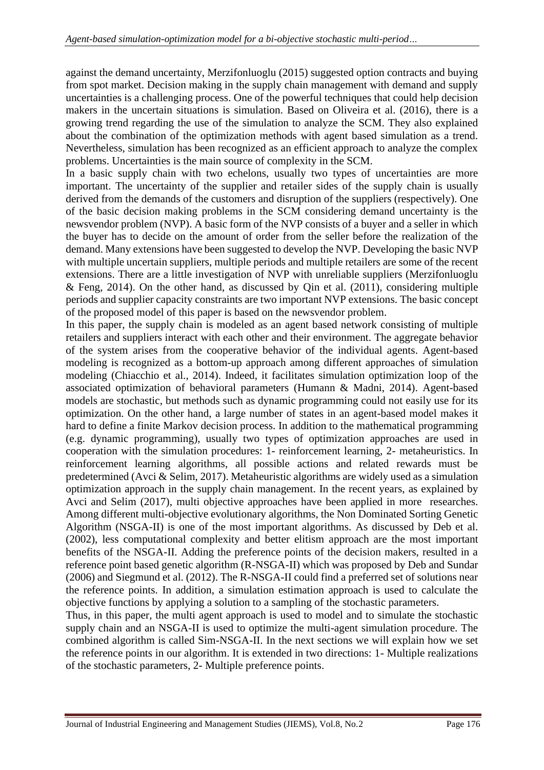against the demand uncertainty, Merzifonluoglu (2015) suggested option contracts and buying from spot market. Decision making in the supply chain management with demand and supply uncertainties is a challenging process. One of the powerful techniques that could help decision makers in the uncertain situations is simulation. Based on Oliveira et al. (2016), there is a growing trend regarding the use of the simulation to analyze the SCM. They also explained about the combination of the optimization methods with agent based simulation as a trend. Nevertheless, simulation has been recognized as an efficient approach to analyze the complex problems. Uncertainties is the main source of complexity in the SCM.

In a basic supply chain with two echelons, usually two types of uncertainties are more important. The uncertainty of the supplier and retailer sides of the supply chain is usually derived from the demands of the customers and disruption of the suppliers (respectively). One of the basic decision making problems in the SCM considering demand uncertainty is the newsvendor problem (NVP). A basic form of the NVP consists of a buyer and a seller in which the buyer has to decide on the amount of order from the seller before the realization of the demand. Many extensions have been suggested to develop the NVP. Developing the basic NVP with multiple uncertain suppliers, multiple periods and multiple retailers are some of the recent extensions. There are a little investigation of NVP with unreliable suppliers (Merzifonluoglu & Feng, 2014). On the other hand, as discussed by Qin et al. (2011), considering multiple periods and supplier capacity constraints are two important NVP extensions. The basic concept of the proposed model of this paper is based on the newsvendor problem.

In this paper, the supply chain is modeled as an agent based network consisting of multiple retailers and suppliers interact with each other and their environment. The aggregate behavior of the system arises from the cooperative behavior of the individual agents. Agent-based modeling is recognized as a bottom-up approach among different approaches of simulation modeling (Chiacchio et al., 2014). Indeed, it facilitates simulation optimization loop of the associated optimization of behavioral parameters (Humann & Madni, 2014). Agent-based models are stochastic, but methods such as dynamic programming could not easily use for its optimization. On the other hand, a large number of states in an agent-based model makes it hard to define a finite Markov decision process. In addition to the mathematical programming (e.g. dynamic programming), usually two types of optimization approaches are used in cooperation with the simulation procedures: 1- reinforcement learning, 2- metaheuristics. In reinforcement learning algorithms, all possible actions and related rewards must be predetermined (Avci & Selim, 2017). Metaheuristic algorithms are widely used as a simulation optimization approach in the supply chain management. In the recent years, as explained by Avci and Selim (2017), multi objective approaches have been applied in more researches. Among different multi-objective evolutionary algorithms, the Non Dominated Sorting Genetic Algorithm (NSGA-II) is one of the most important algorithms. As discussed by Deb et al. (2002), less computational complexity and better elitism approach are the most important benefits of the NSGA-II. Adding the preference points of the decision makers, resulted in a reference point based genetic algorithm (R-NSGA-II) which was proposed by Deb and Sundar (2006) and Siegmund et al. (2012). The R-NSGA-II could find a preferred set of solutions near the reference points. In addition, a simulation estimation approach is used to calculate the objective functions by applying a solution to a sampling of the stochastic parameters.

Thus, in this paper, the multi agent approach is used to model and to simulate the stochastic supply chain and an NSGA-II is used to optimize the multi-agent simulation procedure. The combined algorithm is called Sim-NSGA-II. In the next sections we will explain how we set the reference points in our algorithm. It is extended in two directions: 1- Multiple realizations of the stochastic parameters, 2- Multiple preference points.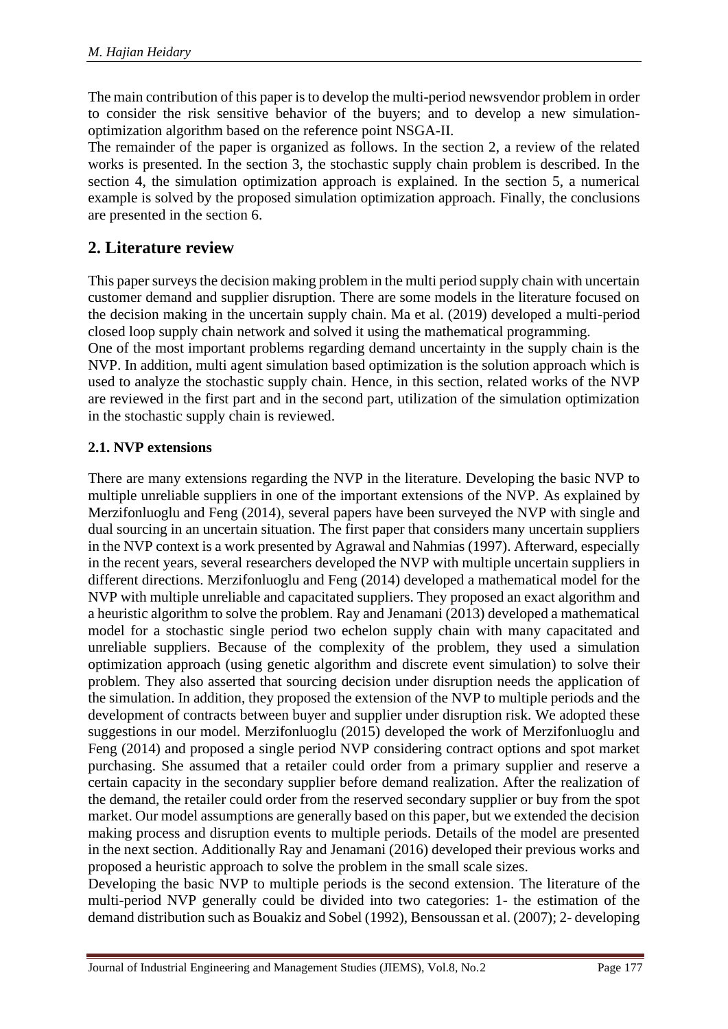The main contribution of this paper is to develop the multi-period newsvendor problem in order to consider the risk sensitive behavior of the buyers; and to develop a new simulation-optimization algorithm based on the reference point NSGA-II.

The remainder of the paper is organized as follows. In the section 2, a review of the related works is presented. In the section 3, the stochastic supply chain problem is described. In the section 4, the simulation optimization approach is explained. In the section 5, a numerical example is solved by the proposed simulation optimization approach. Finally, the conclusions are presented in the section 6.

## 2. Literature review

This paper surveys the decision making problem in the multi period supply chain with uncertain customer demand and supplier disruption. There are some models in the literature focused on the decision making in the uncertain supply chain. Ma et al. (2019) developed a multi-period closed loop supply chain network and solved it using the mathematical programming.

One of the most important problems regarding demand uncertainty in the supply chain is the NVP. In addition, multi agent simulation based optimization is the solution approach which is used to analyze the stochastic supply chain. Hence, in this section, related works of the NVP are reviewed in the first part and in the second part, utilization of the simulation optimization in the stochastic supply chain is reviewed.

### 2.1. NVP extensions

There are many extensions regarding the NVP in the literature. Developing the basic NVP to multiple unreliable suppliers in one of the important extensions of the NVP. As explained by Merzifonluoglu and Feng (2014), several papers have been surveyed the NVP with single and dual sourcing in an uncertain situation. The first paper that considers many uncertain suppliers in the NVP context is a work presented by Agrawal and Nahmias (1997). Afterward, especially in the recent years, several researchers developed the NVP with multiple uncertain suppliers in different directions. Merzifonluoglu and Feng (2014) developed a mathematical model for the NVP with multiple unreliable and capacitated suppliers. They proposed an exact algorithm and a heuristic algorithm to solve the problem. Ray and Jenamani (2013) developed a mathematical model for a stochastic single period two echelon supply chain with many capacitated and unreliable suppliers. Because of the complexity of the problem, they used a simulation optimization approach (using genetic algorithm and discrete event simulation) to solve their problem. They also asserted that sourcing decision under disruption needs the application of the simulation. In addition, they proposed the extension of the NVP to multiple periods and the development of contracts between buyer and supplier under disruption risk. We adopted these suggestions in our model. Merzifonluoglu (2015) developed the work of Merzifonluoglu and Feng (2014) and proposed a single period NVP considering contract options and spot market purchasing. She assumed that a retailer could order from a primary supplier and reserve a certain capacity in the secondary supplier before demand realization. After the realization of the demand, the retailer could order from the reserved secondary supplier or buy from the spot market. Our model assumptions are generally based on this paper, but we extended the decision making process and disruption events to multiple periods. Details of the model are presented in the next section. Additionally Ray and Jenamani (2016) developed their previous works and proposed a heuristic approach to solve the problem in the small scale sizes.

Developing the basic NVP to multiple periods is the second extension. The literature of the multi-period NVP generally could be divided into two categories: 1- the estimation of the demand distribution such as Bouakiz and Sobel (1992), Bensoussan et al. (2007); 2- developing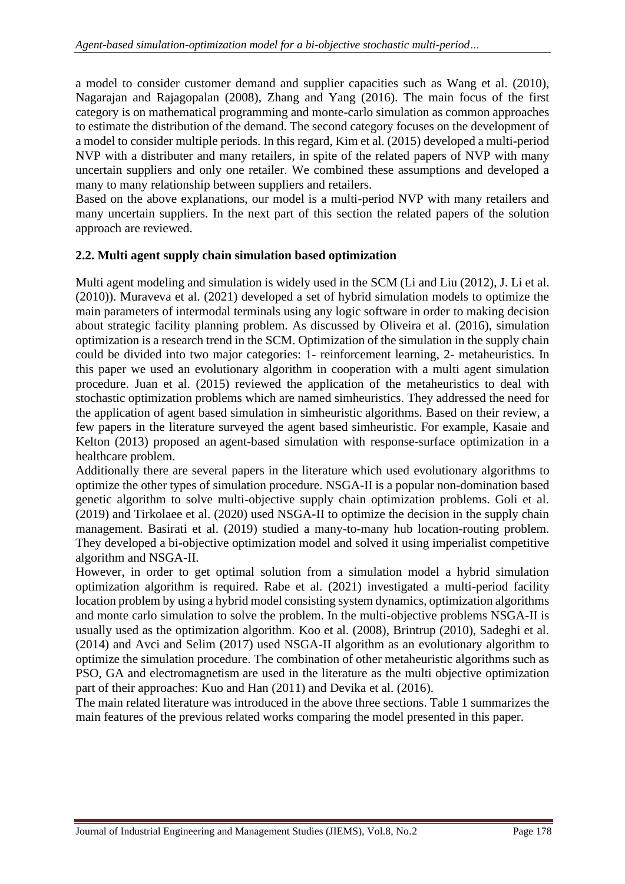a model to consider customer demand and supplier capacities such as Wang et al. (2010), Nagarajan and Rajagopalan (2008), Zhang and Yang (2016). The main focus of the first category is on mathematical programming and monte-carlo simulation as common approaches to estimate the distribution of the demand. The second category focuses on the development of a model to consider multiple periods. In this regard, Kim et al. (2015) developed a multi-period NVP with a distributer and many retailers, in spite of the related papers of NVP with many uncertain suppliers and only one retailer. We combined these assumptions and developed a many to many relationship between suppliers and retailers.

Based on the above explanations, our model is a multi-period NVP with many retailers and many uncertain suppliers. In the next part of this section the related papers of the solution approach are reviewed.

## 2.2. Multi agent supply chain simulation based optimization

Multi agent modeling and simulation is widely used in the SCM (Li and Liu (2012), J. Li et al. (2010)). Muraveva et al. (2021) developed a set of hybrid simulation models to optimize the main parameters of intermodal terminals using any logic software in order to making decision about strategic facility planning problem. As discussed by Oliveira et al. (2016), simulation optimization is a research trend in the SCM. Optimization of the simulation in the supply chain could be divided into two major categories: 1- reinforcement learning, 2- metaheuristics. In this paper we used an evolutionary algorithm in cooperation with a multi agent simulation procedure. Juan et al. (2015) reviewed the application of the metaheuristics to deal with stochastic optimization problems which are named simheuristics. They addressed the need for the application of agent based simulation in simheuristic algorithms. Based on their review, a few papers in the literature surveyed the agent based simheuristic. For example, Kasaie and Kelton (2013) proposed an agent-based simulation with response-surface optimization in a healthcare problem.

Additionally there are several papers in the literature which used evolutionary algorithms to optimize the other types of simulation procedure. NSGA-II is a popular non-domination based genetic algorithm to solve multi-objective supply chain optimization problems. Goli et al. (2019) and Tirkolaee et al. (2020) used NSGA-II to optimize the decision in the supply chain management. Basirati et al. (2019) studied a many-to-many hub location-routing problem. They developed a bi-objective optimization model and solved it using imperialist competitive algorithm and NSGA-II.

However, in order to get optimal solution from a simulation model a hybrid simulation optimization algorithm is required. Rabe et al. (2021) investigated a multi-period facility location problem by using a hybrid model consisting system dynamics, optimization algorithms and monte carlo simulation to solve the problem. In the multi-objective problems NSGA-II is usually used as the optimization algorithm. Koo et al. (2008), Brintrup (2010), Sadeghi et al. (2014) and Avci and Selim (2017) used NSGA-II algorithm as an evolutionary algorithm to optimize the simulation procedure. The combination of other metaheuristic algorithms such as PSO, GA and electromagnetism are used in the literature as the multi objective optimization part of their approaches: Kuo and Han (2011) and Devika et al. (2016).

The main related literature was introduced in the above three sections. Table 1 summarizes the main features of the previous related works comparing the model presented in this paper.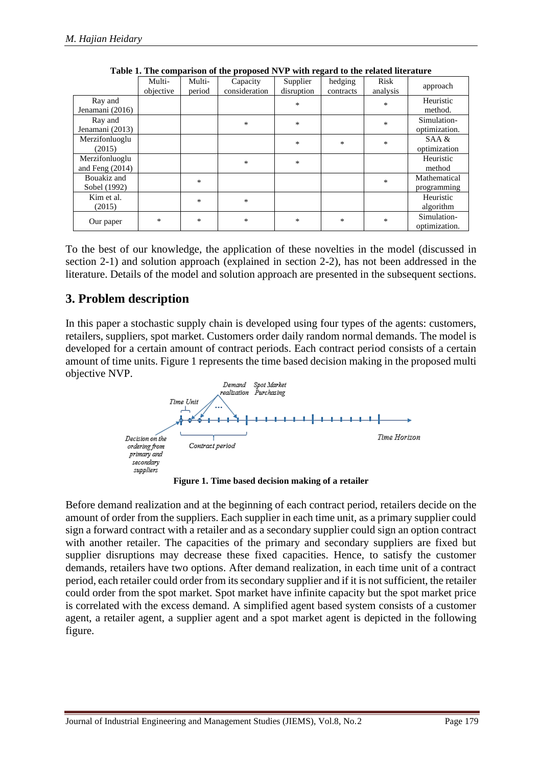**Table 1. The comparison of the proposed NVP with regard to the related literature**

| | Multi-objective | Multi-period | Capacity consideration | Supplier disruption | hedging contracts | Risk analysis | approach |
|---|---|---|---|---|---|---|---|
| Ray and Jenamani (2016) | | | | * | | * | Heuristic method. |
| Ray and Jenamani (2013) | | | * | * | | * | Simulation-optimization. |
| Merzifonluoglu (2015) | | | | * | * | * | SAA & optimization |
| Merzifonluoglu and Feng (2014) | | | * | * | | | Heuristic method |
| Bouakiz and Sobel (1992) | | * | | | | * | Mathematical programming |
| Kim et al. (2015) | | * | * | | | | Heuristic algorithm |
| Our paper | * | * | * | * | * | * | Simulation-optimization. |

To the best of our knowledge, the application of these novelties in the model (discussed in section 2-1) and solution approach (explained in section 2-2), has not been addressed in the literature. Details of the model and solution approach are presented in the subsequent sections.

## 3. Problem description

In this paper a stochastic supply chain is developed using four types of the agents: customers, retailers, suppliers, spot market. Customers order daily random normal demands. The model is developed for a certain amount of contract periods. Each contract period consists of a certain amount of time units. Figure 1 represents the time based decision making in the proposed multi objective NVP.

**Figure 1. Time based decision making of a retailer**

Before demand realization and at the beginning of each contract period, retailers decide on the amount of order from the suppliers. Each supplier in each time unit, as a primary supplier could sign a forward contract with a retailer and as a secondary supplier could sign an option contract with another retailer. The capacities of the primary and secondary suppliers are fixed but supplier disruptions may decrease these fixed capacities. Hence, to satisfy the customer demands, retailers have two options. After demand realization, in each time unit of a contract period, each retailer could order from its secondary supplier and if it is not sufficient, the retailer could order from the spot market. Spot market have infinite capacity but the spot market price is correlated with the excess demand. A simplified agent based system consists of a customer agent, a retailer agent, a supplier agent and a spot market agent is depicted in the following figure.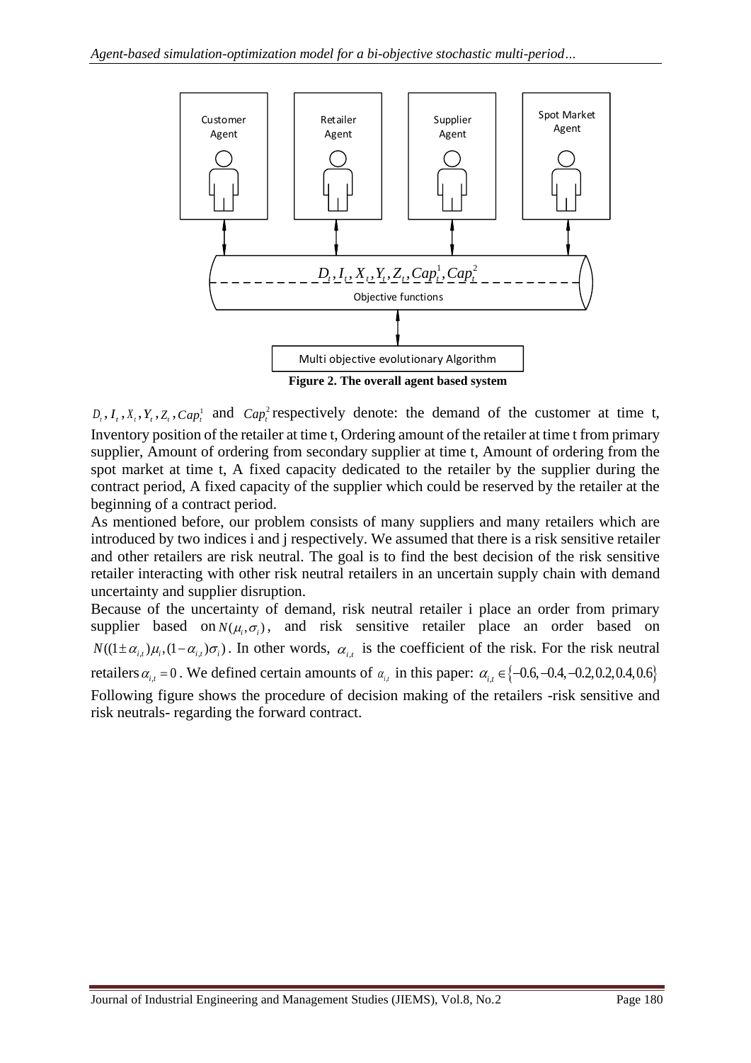**Figure 2. The overall agent based system**

$D_t, I_t, X_t, Y_t, Z_t, Cap_t^1$ and $Cap_t^2$ respectively denote: the demand of the customer at time t, Inventory position of the retailer at time t, Ordering amount of the retailer at time t from primary supplier, Amount of ordering from secondary supplier at time t, Amount of ordering from the spot market at time t, A fixed capacity dedicated to the retailer by the supplier during the contract period, A fixed capacity of the supplier which could be reserved by the retailer at the beginning of a contract period.

As mentioned before, our problem consists of many suppliers and many retailers which are introduced by two indices i and j respectively. We assumed that there is a risk sensitive retailer and other retailers are risk neutral. The goal is to find the best decision of the risk sensitive retailer interacting with other risk neutral retailers in an uncertain supply chain with demand uncertainty and supplier disruption.

Because of the uncertainty of demand, risk neutral retailer i place an order from primary supplier based on $N(\mu_i, \sigma_i)$, and risk sensitive retailer place an order based on $N((1 \pm \alpha_{i,t})\mu_i, (1-\alpha_{i,t})\sigma_i)$. In other words, $\alpha_{i,t}$ is the coefficient of the risk. For the risk neutral retailers $\alpha_{i,t} = 0$. We defined certain amounts of $\alpha_{i,t}$ in this paper: $\alpha_{i,t} \in \{-0.6, -0.4, -0.2, 0.2, 0.4, 0.6\}$

Following figure shows the procedure of decision making of the retailers -risk sensitive and risk neutrals- regarding the forward contract.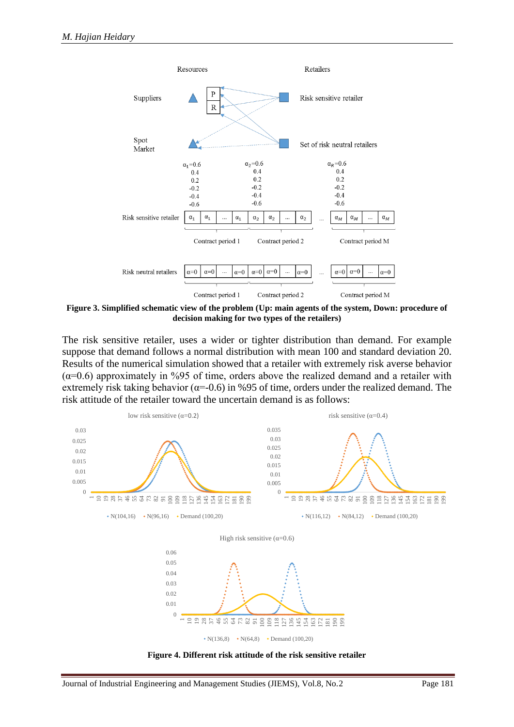**Figure 3. Simplified schematic view of the problem (Up: main agents of the system, Down: procedure of decision making for two types of the retailers)**

The risk sensitive retailer, uses a wider or tighter distribution than demand. For example suppose that demand follows a normal distribution with mean 100 and standard deviation 20. Results of the numerical simulation showed that a retailer with extremely risk averse behavior ($\alpha$=0.6) approximately in %95 of time, orders above the realized demand and a retailer with extremely risk taking behavior ($\alpha$=-0.6) in %95 of time, orders under the realized demand. The risk attitude of the retailer toward the uncertain demand is as follows:

**Figure 4. Different risk attitude of the risk sensitive retailer**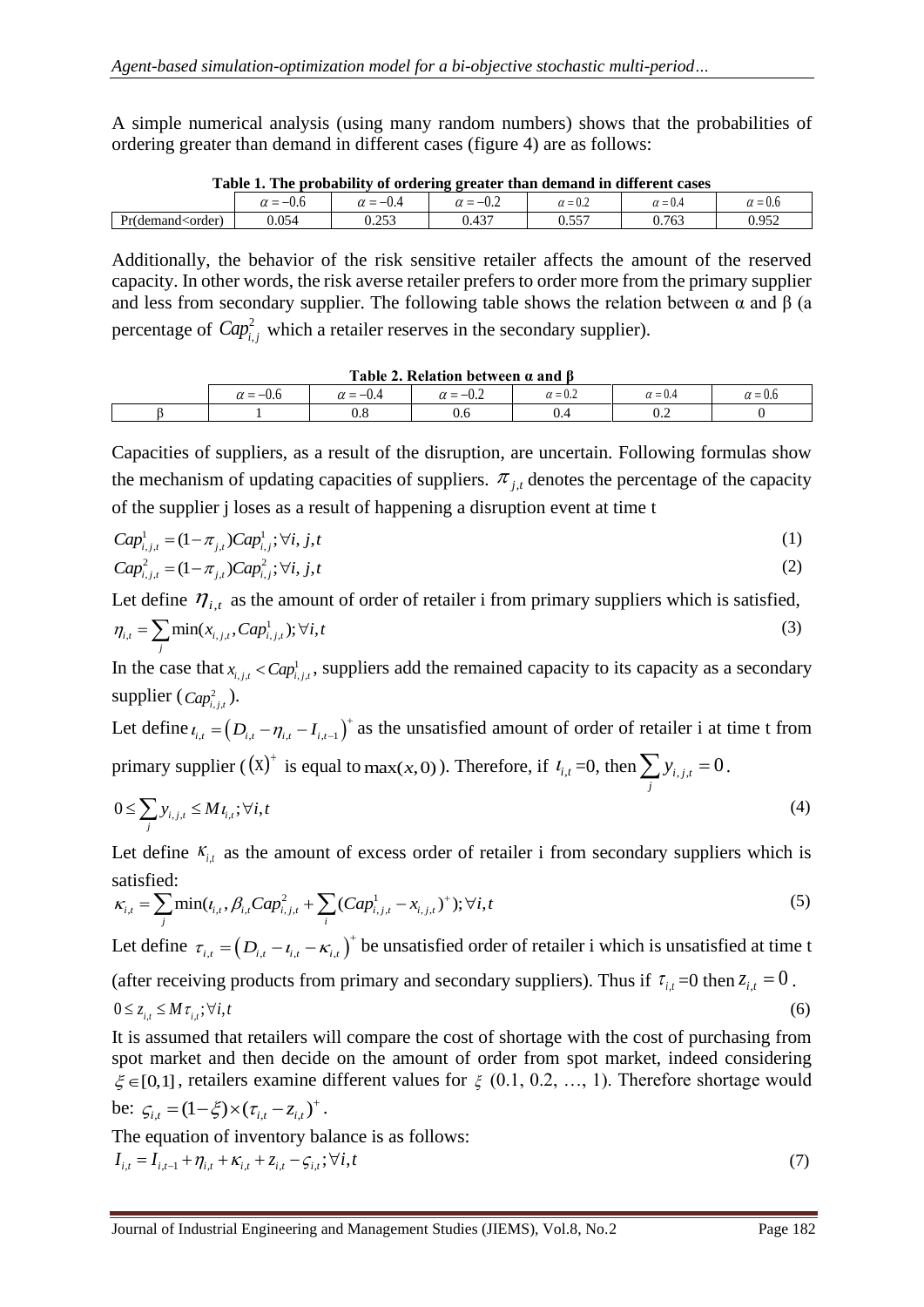A simple numerical analysis (using many random numbers) shows that the probabilities of ordering greater than demand in different cases (figure 4) are as follows:

**Table 1. The probability of ordering greater than demand in different cases**

| | $\alpha = -0.6$ | $\alpha = -0.4$ | $\alpha = -0.2$ | $\alpha = 0.2$ | $\alpha = 0.4$ | $\alpha = 0.6$ |
|---|---|---|---|---|---|---|
| Pr(demand<order) | 0.054 | 0.253 | 0.437 | 0.557 | 0.763 | 0.952 |

Additionally, the behavior of the risk sensitive retailer affects the amount of the reserved capacity. In other words, the risk averse retailer prefers to order more from the primary supplier and less from secondary supplier. The following table shows the relation between α and β (a percentage of $Cap^2_{i,j}$ which a retailer reserves in the secondary supplier).

**Table 2. Relation between α and β**

| | $\alpha = -0.6$ | $\alpha = -0.4$ | $\alpha = -0.2$ | $\alpha = 0.2$ | $\alpha = 0.4$ | $\alpha = 0.6$ |
|---|---|---|---|---|---|---|
| β | 1 | 0.8 | 0.6 | 0.4 | 0.2 | 0 |

Capacities of suppliers, as a result of the disruption, are uncertain. Following formulas show the mechanism of updating capacities of suppliers. $\pi_{j,t}$ denotes the percentage of the capacity of the supplier j loses as a result of happening a disruption event at time t

$$Cap^1_{i,j,t} = (1-\pi_{j,t})Cap^1_{i,j}; \forall i, j, t \tag{1}$$

$$Cap^2_{i,j,t} = (1-\pi_{j,t})Cap^2_{i,j}; \forall i, j, t \tag{2}$$

Let define $\eta_{i,t}$ as the amount of order of retailer i from primary suppliers which is satisfied,

$$\eta_{i,t} = \sum_j \min(x_{i,j,t}, Cap^1_{i,j,t}); \forall i, t \tag{3}$$

In the case that $x_{i,j,t} < Cap^1_{i,j,t}$, suppliers add the remained capacity to its capacity as a secondary supplier ($Cap^2_{i,j,t}$).

Let define $\iota_{i,t} = \left(D_{i,t} - \eta_{i,t} - I_{i,t-1}\right)^+$ as the unsatisfied amount of order of retailer i at time t from primary supplier ($(x)^+$ is equal to $\max(x,0)$). Therefore, if $\iota_{i,t}=0$, then $\sum_j y_{i,j,t} = 0$.

$$0 \le \sum_j y_{i,j,t} \le M\iota_{i,t}; \forall i, t \tag{4}$$

Let define $\kappa_{i,t}$ as the amount of excess order of retailer i from secondary suppliers which is satisfied:

$$\kappa_{i,t} = \sum_j \min(\iota_{i,t}, \beta_{i,t}Cap^2_{i,j,t} + \sum_i (Cap^1_{i,j,t} - x_{i,j,t})^+); \forall i, t \tag{5}$$

Let define $\tau_{i,t} = \left(D_{i,t} - \iota_{i,t} - \kappa_{i,t}\right)^+$ be unsatisfied order of retailer i which is unsatisfied at time t (after receiving products from primary and secondary suppliers). Thus if $\tau_{i,t}=0$ then $z_{i,t} = 0$.

$$0 \le z_{i,t} \le M\tau_{i,t}; \forall i, t \tag{6}$$

It is assumed that retailers will compare the cost of shortage with the cost of purchasing from spot market and then decide on the amount of order from spot market, indeed considering $\xi \in [0,1]$, retailers examine different values for $\xi$ (0.1, 0.2, …, 1). Therefore shortage would be: $\varsigma_{i,t} = (1-\xi) \times (\tau_{i,t} - z_{i,t})^+$.

The equation of inventory balance is as follows:

$$I_{i,t} = I_{i,t-1} + \eta_{i,t} + \kappa_{i,t} + z_{i,t} - \varsigma_{i,t}; \forall i, t \tag{7}$$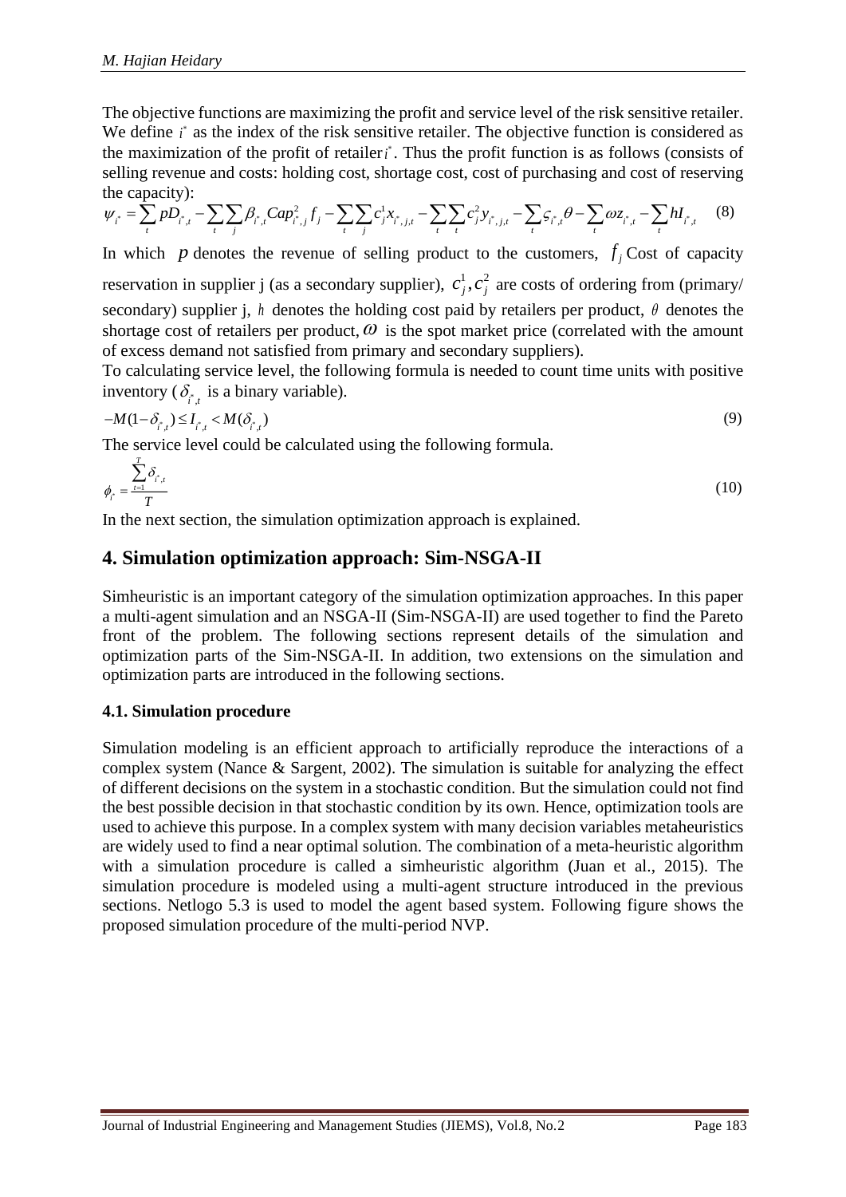The objective functions are maximizing the profit and service level of the risk sensitive retailer. We define $i^*$ as the index of the risk sensitive retailer. The objective function is considered as the maximization of the profit of retailer $i^*$. Thus the profit function is as follows (consists of selling revenue and costs: holding cost, shortage cost, cost of purchasing and cost of reserving the capacity):

$$\psi_{i^*} = \sum_t pD_{i^*,t} - \sum_t \sum_j \beta_{i^*,t} Cap^2_{i^*,j} f_j - \sum_t \sum_j c^1_j x_{i^*,j,t} - \sum_t \sum_t c^2_j y_{i^*,j,t} - \sum_t \varsigma_{i^*,t} \theta - \sum_t \omega z_{i^*,t} - \sum_t hI_{i^*,t} \quad (8)$$

In which $p$ denotes the revenue of selling product to the customers, $f_j$ Cost of capacity reservation in supplier j (as a secondary supplier), $c^1_j, c^2_j$ are costs of ordering from (primary/ secondary) supplier j, $h$ denotes the holding cost paid by retailers per product, $\theta$ denotes the shortage cost of retailers per product, $\omega$ is the spot market price (correlated with the amount of excess demand not satisfied from primary and secondary suppliers).

To calculating service level, the following formula is needed to count time units with positive inventory ($\delta_{i^*,t}$ is a binary variable).

$$-M(1-\delta_{i^*,t}) \leq I_{i^*,t} < M(\delta_{i^*,t}) \quad (9)$$

The service level could be calculated using the following formula.

$$\phi_{i^*} = \frac{\sum_{t=1}^{T} \delta_{i^*,t}}{T} \quad (10)$$

In the next section, the simulation optimization approach is explained.

## 4. Simulation optimization approach: Sim-NSGA-II

Simheuristic is an important category of the simulation optimization approaches. In this paper a multi-agent simulation and an NSGA-II (Sim-NSGA-II) are used together to find the Pareto front of the problem. The following sections represent details of the simulation and optimization parts of the Sim-NSGA-II. In addition, two extensions on the simulation and optimization parts are introduced in the following sections.

### 4.1. Simulation procedure

Simulation modeling is an efficient approach to artificially reproduce the interactions of a complex system (Nance & Sargent, 2002). The simulation is suitable for analyzing the effect of different decisions on the system in a stochastic condition. But the simulation could not find the best possible decision in that stochastic condition by its own. Hence, optimization tools are used to achieve this purpose. In a complex system with many decision variables metaheuristics are widely used to find a near optimal solution. The combination of a meta-heuristic algorithm with a simulation procedure is called a simheuristic algorithm (Juan et al., 2015). The simulation procedure is modeled using a multi-agent structure introduced in the previous sections. Netlogo 5.3 is used to model the agent based system. Following figure shows the proposed simulation procedure of the multi-period NVP.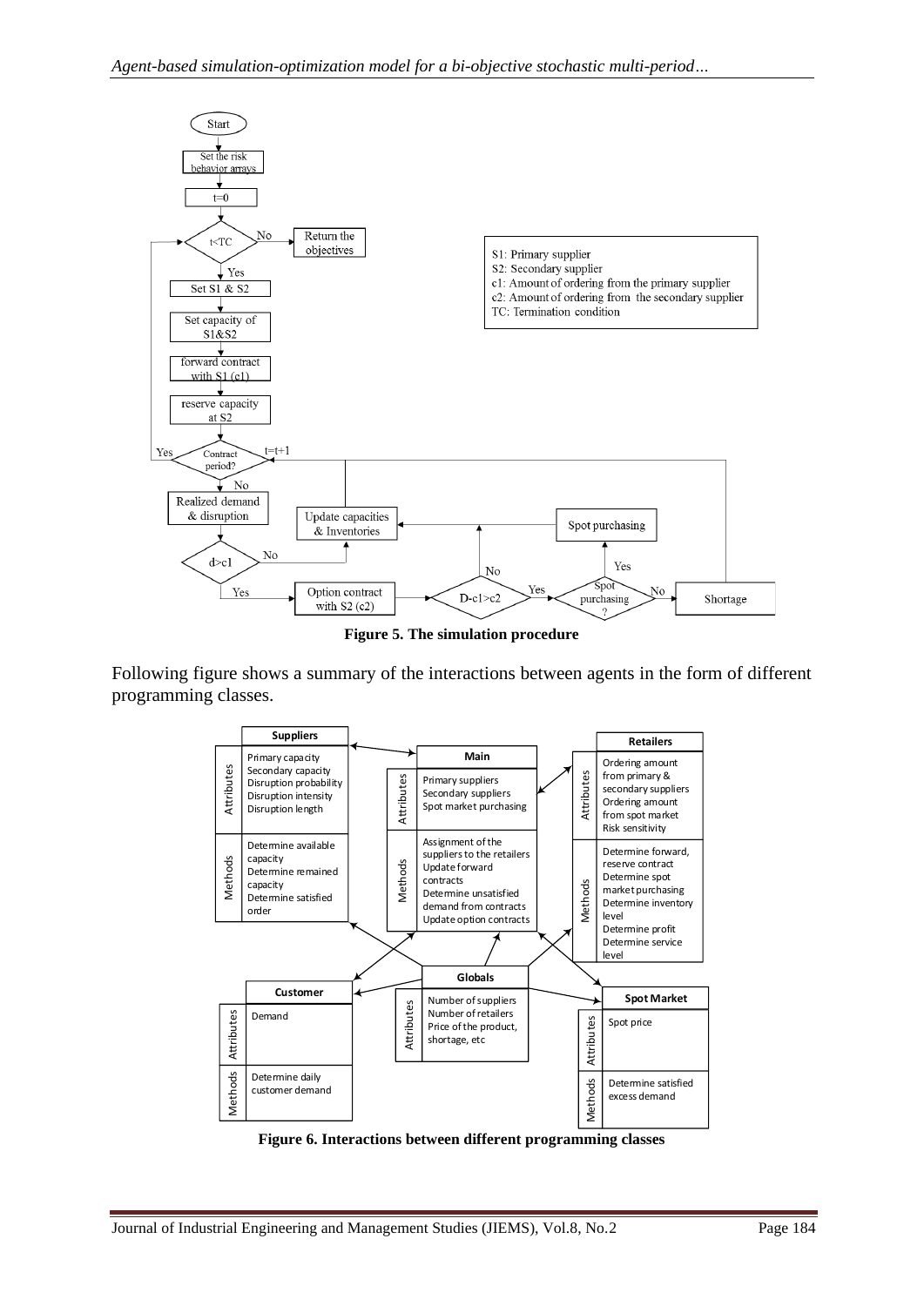**Figure 5. The simulation procedure**

Following figure shows a summary of the interactions between agents in the form of different programming classes.

**Figure 6. Interactions between different programming classes**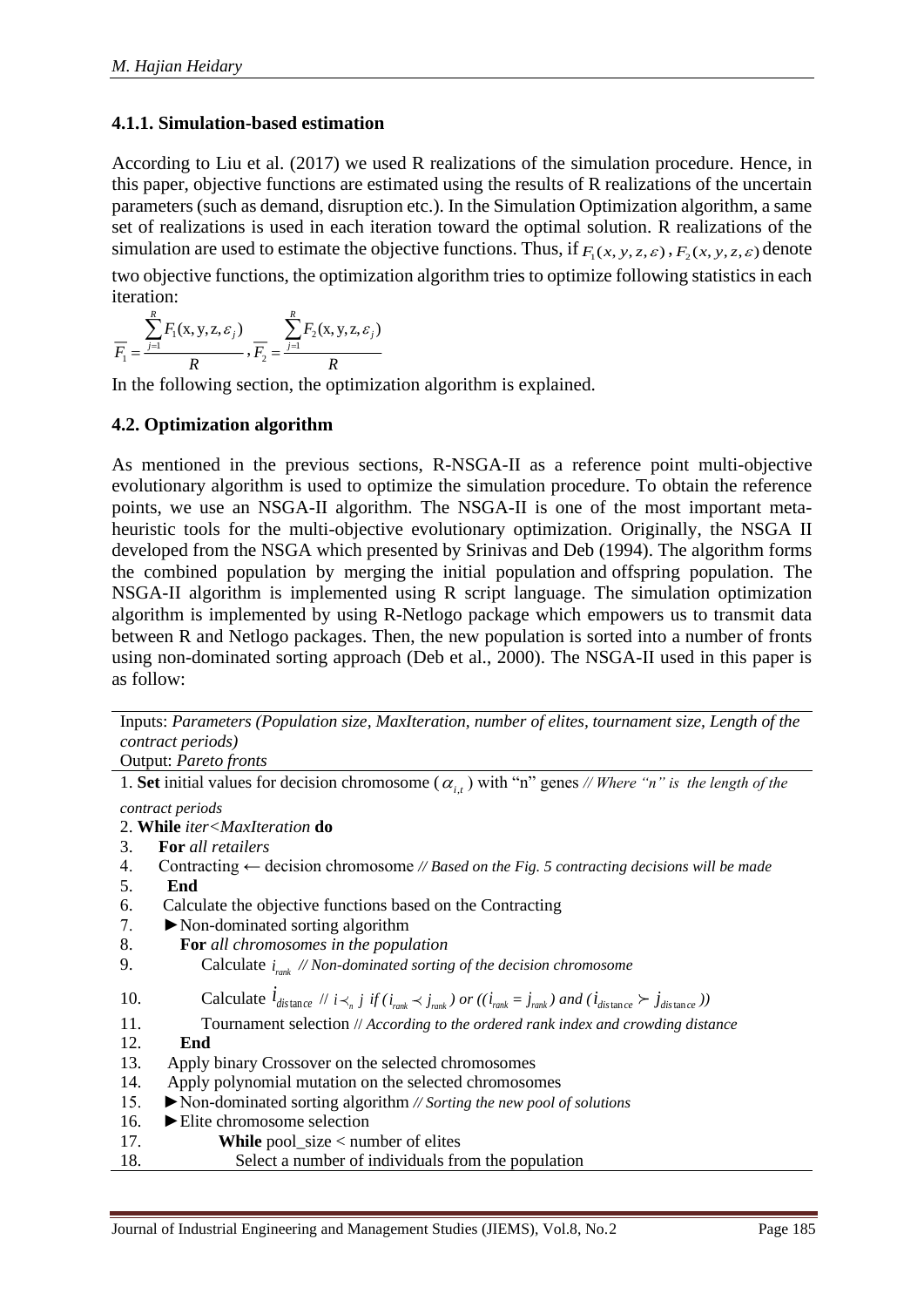### 4.1.1. Simulation-based estimation

According to Liu et al. (2017) we used R realizations of the simulation procedure. Hence, in this paper, objective functions are estimated using the results of R realizations of the uncertain parameters (such as demand, disruption etc.). In the Simulation Optimization algorithm, a same set of realizations is used in each iteration toward the optimal solution. R realizations of the simulation are used to estimate the objective functions. Thus, if $F_1(x, y, z, \varepsilon)$, $F_2(x, y, z, \varepsilon)$ denote two objective functions, the optimization algorithm tries to optimize following statistics in each iteration:

$$\overline{F_1} = \frac{\sum_{j=1}^{R} F_1(\mathrm{x}, \mathrm{y}, \mathrm{z}, \varepsilon_j)}{R}, \overline{F_2} = \frac{\sum_{j=1}^{R} F_2(\mathrm{x}, \mathrm{y}, \mathrm{z}, \varepsilon_j)}{R}$$

In the following section, the optimization algorithm is explained.

## 4.2. Optimization algorithm

As mentioned in the previous sections, R-NSGA-II as a reference point multi-objective evolutionary algorithm is used to optimize the simulation procedure. To obtain the reference points, we use an NSGA-II algorithm. The NSGA-II is one of the most important meta-heuristic tools for the multi-objective evolutionary optimization. Originally, the NSGA II developed from the NSGA which presented by Srinivas and Deb (1994). The algorithm forms the combined population by merging the initial population and offspring population. The NSGA-II algorithm is implemented using R script language. The simulation optimization algorithm is implemented by using R-Netlogo package which empowers us to transmit data between R and Netlogo packages. Then, the new population is sorted into a number of fronts using non-dominated sorting approach (Deb et al., 2000). The NSGA-II used in this paper is as follow:

Inputs: *Parameters (Population size, MaxIteration, number of elites, tournament size, Length of the contract periods)*
Output: *Pareto fronts*

1. **Set** initial values for decision chromosome ($\alpha_{i,t}$) with "n" genes *// Where "n" is the length of the contract periods*
2. **While** *iter<MaxIteration* **do**
3. **For** *all retailers*
4. Contracting ← decision chromosome *// Based on the Fig. 5 contracting decisions will be made*
5. **End**
6. Calculate the objective functions based on the Contracting
7. ►Non-dominated sorting algorithm
8. **For** *all chromosomes in the population*
9. Calculate $i_{rank}$ *// Non-dominated sorting of the decision chromosome*
10. Calculate $i_{distance}$ *//* $i \prec_n j$ *if* $(i_{rank} \prec j_{rank})$ *or* $((i_{rank} = j_{rank})$ *and* $(i_{distance} \succ j_{distance}))$
11. Tournament selection // *According to the ordered rank index and crowding distance*
12. **End**
13. Apply binary Crossover on the selected chromosomes
14. Apply polynomial mutation on the selected chromosomes
15. ►Non-dominated sorting algorithm *// Sorting the new pool of solutions*
16. ►Elite chromosome selection
17. **While** pool_size < number of elites
18. Select a number of individuals from the population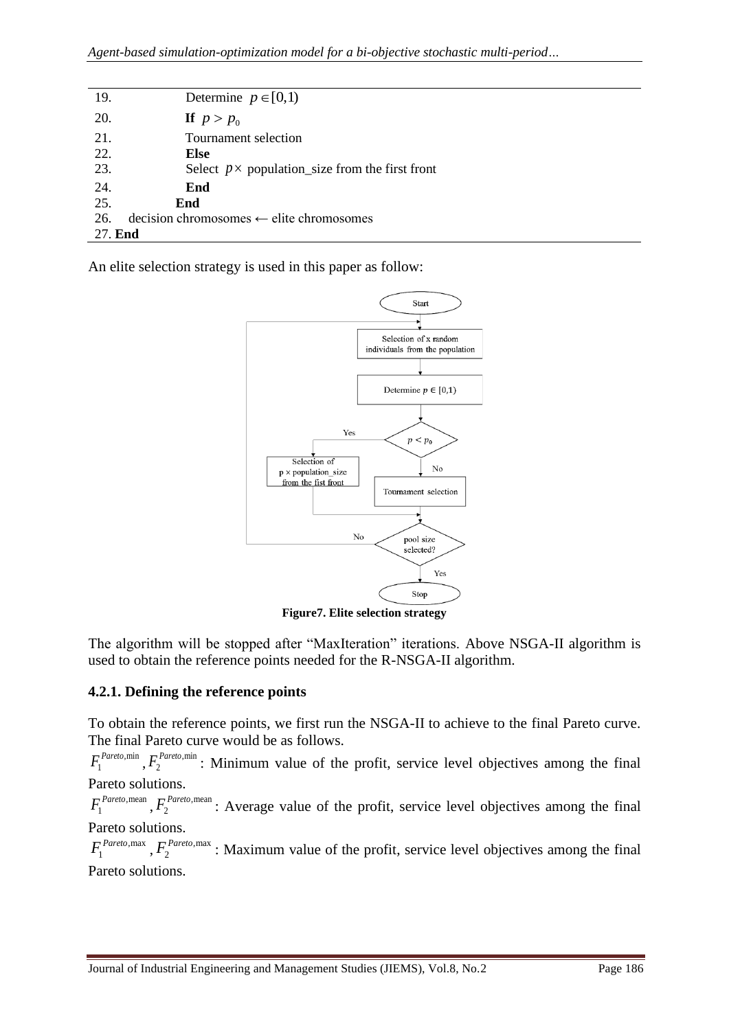| | |
|---|---|
| 19. | Determine $p \in [0,1)$ |
| 20. | **If** $p > p_0$ |
| 21. | Tournament selection |
| 22. | **Else** |
| 23. | Select $p \times$ population_size from the first front |
| 24. | **End** |
| 25. | **End** |
| 26. | decision chromosomes ← elite chromosomes |
| 27. | **End** |

An elite selection strategy is used in this paper as follow:

**Figure7. Elite selection strategy**

The algorithm will be stopped after "MaxIteration" iterations. Above NSGA-II algorithm is used to obtain the reference points needed for the R-NSGA-II algorithm.

### 4.2.1. Defining the reference points

To obtain the reference points, we first run the NSGA-II to achieve to the final Pareto curve. The final Pareto curve would be as follows.

$F_1^{Pareto,\min}, F_2^{Pareto,\min}$: Minimum value of the profit, service level objectives among the final Pareto solutions.

$F_1^{Pareto,\text{mean}}, F_2^{Pareto,\text{mean}}$: Average value of the profit, service level objectives among the final Pareto solutions.

$F_1^{Pareto,\max}, F_2^{Pareto,\max}$: Maximum value of the profit, service level objectives among the final Pareto solutions.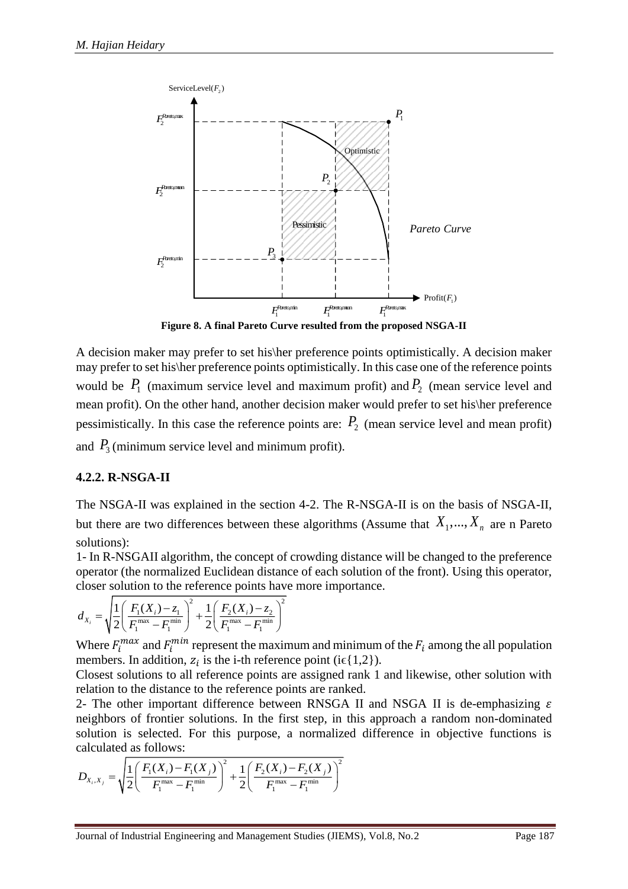Figure 8. A final Pareto Curve resulted from the proposed NSGA-II

A decision maker may prefer to set his\her preference points optimistically. A decision maker may prefer to set his\her preference points optimistically. In this case one of the reference points would be $P_1$ (maximum service level and maximum profit) and $P_2$ (mean service level and mean profit). On the other hand, another decision maker would prefer to set his\her preference pessimistically. In this case the reference points are: $P_2$ (mean service level and mean profit) and $P_3$ (minimum service level and minimum profit).

### 4.2.2. R-NSGA-II

The NSGA-II was explained in the section 4-2. The R-NSGA-II is on the basis of NSGA-II, but there are two differences between these algorithms (Assume that $X_1,...,X_n$ are n Pareto solutions):

1- In R-NSGAII algorithm, the concept of crowding distance will be changed to the preference operator (the normalized Euclidean distance of each solution of the front). Using this operator, closer solution to the reference points have more importance.

$$d_{X_i} = \sqrt{\frac{1}{2}\left(\frac{F_1(X_i)-z_1}{F_1^{\max}-F_1^{\min}}\right)^2 + \frac{1}{2}\left(\frac{F_2(X_i)-z_2}{F_1^{\max}-F_1^{\min}}\right)^2}$$

Where $F_i^{max}$ and $F_i^{min}$ represent the maximum and minimum of the $F_i$ among the all population members. In addition, $z_i$ is the i-th reference point ($i \in \{1,2\}$).

Closest solutions to all reference points are assigned rank 1 and likewise, other solution with relation to the distance to the reference points are ranked.

2- The other important difference between RNSGA II and NSGA II is de-emphasizing $\varepsilon$ neighbors of frontier solutions. In the first step, in this approach a random non-dominated solution is selected. For this purpose, a normalized difference in objective functions is calculated as follows:

$$D_{X_i,X_j} = \sqrt{\frac{1}{2}\left(\frac{F_1(X_i)-F_1(X_j)}{F_1^{\max}-F_1^{\min}}\right)^2 + \frac{1}{2}\left(\frac{F_2(X_i)-F_2(X_j)}{F_1^{\max}-F_1^{\min}}\right)^2}$$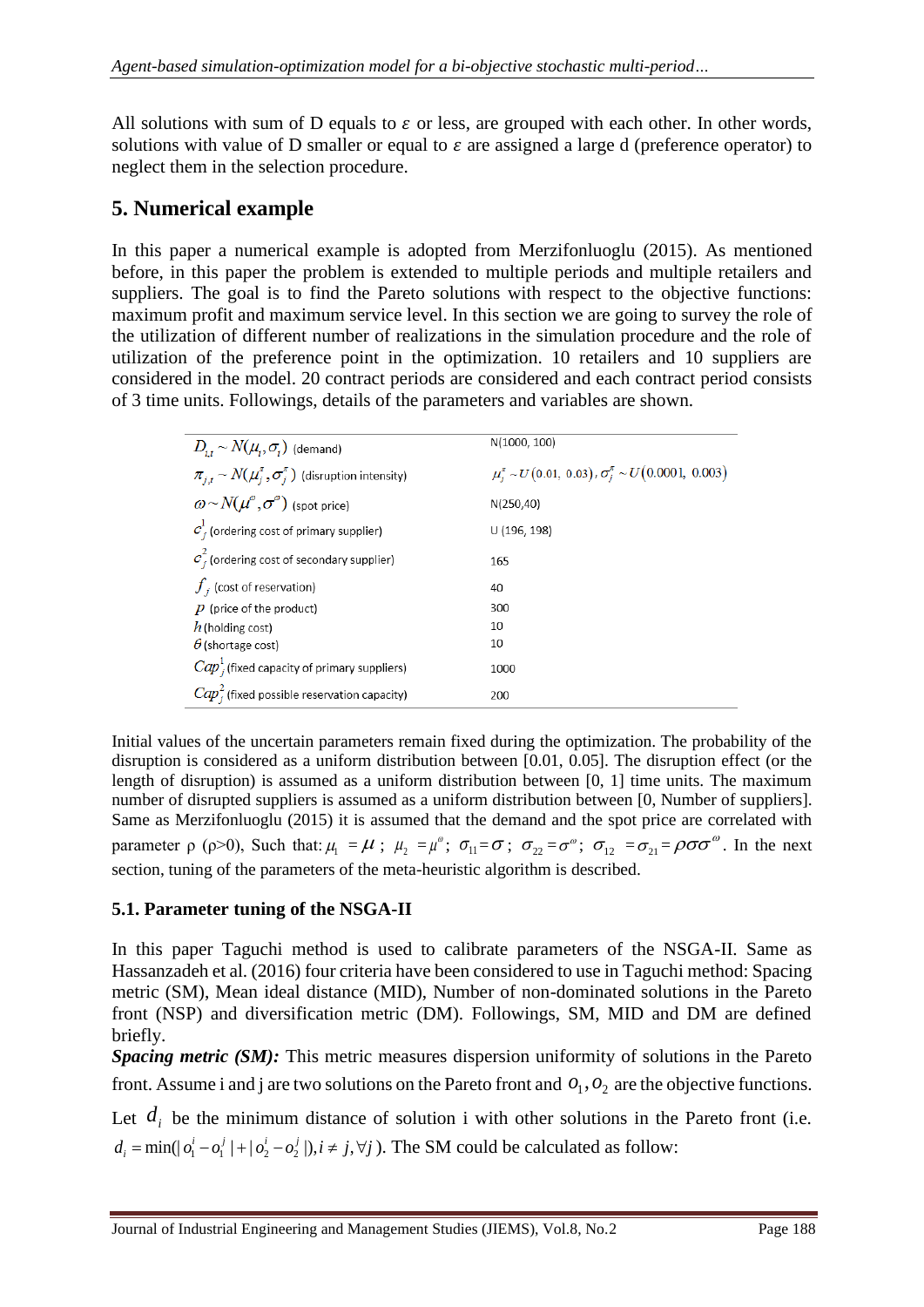All solutions with sum of D equals to $\varepsilon$ or less, are grouped with each other. In other words, solutions with value of D smaller or equal to $\varepsilon$ are assigned a large d (preference operator) to neglect them in the selection procedure.

## 5. Numerical example

In this paper a numerical example is adopted from Merzifonluoglu (2015). As mentioned before, in this paper the problem is extended to multiple periods and multiple retailers and suppliers. The goal is to find the Pareto solutions with respect to the objective functions: maximum profit and maximum service level. In this section we are going to survey the role of the utilization of different number of realizations in the simulation procedure and the role of utilization of the preference point in the optimization. 10 retailers and 10 suppliers are considered in the model. 20 contract periods are considered and each contract period consists of 3 time units. Followings, details of the parameters and variables are shown.

| | |
|---|---|
| $D_{i,t} \sim N(\mu_i, \sigma_i)$ (demand) | N(1000, 100) |
| $\pi_{j,t} \sim N(\mu_j^{\pi}, \sigma_j^{\pi})$ (disruption intensity) | $\mu_j^{\pi} \sim U(0.01,\ 0.03)$, $\sigma_j^{\pi} \sim U(0.0001,\ 0.003)$ |
| $\varpi \sim N(\mu^{\varpi}, \sigma^{\varpi})$ (spot price) | N(250,40) |
| $c_j^1$ (ordering cost of primary supplier) | U (196, 198) |
| $c_j^2$ (ordering cost of secondary supplier) | 165 |
| $f_j$ (cost of reservation) | 40 |
| $p$ (price of the product) | 300 |
| $h$ (holding cost) | 10 |
| $\theta$ (shortage cost) | 10 |
| $Cap_j^1$ (fixed capacity of primary suppliers) | 1000 |
| $Cap_j^2$ (fixed possible reservation capacity) | 200 |

Initial values of the uncertain parameters remain fixed during the optimization. The probability of the disruption is considered as a uniform distribution between [0.01, 0.05]. The disruption effect (or the length of disruption) is assumed as a uniform distribution between [0, 1] time units. The maximum number of disrupted suppliers is assumed as a uniform distribution between [0, Number of suppliers]. Same as Merzifonluoglu (2015) it is assumed that the demand and the spot price are correlated with parameter ρ (ρ>0), Such that: $\mu_1 = \mu$ ; $\mu_2 = \mu^{\varpi}$; $\sigma_{11} = \sigma$ ; $\sigma_{22} = \sigma^{\varpi}$; $\sigma_{12} = \sigma_{21} = \rho\sigma\sigma^{\varpi}$. In the next section, tuning of the parameters of the meta-heuristic algorithm is described.

### 5.1. Parameter tuning of the NSGA-II

In this paper Taguchi method is used to calibrate parameters of the NSGA-II. Same as Hassanzadeh et al. (2016) four criteria have been considered to use in Taguchi method: Spacing metric (SM), Mean ideal distance (MID), Number of non-dominated solutions in the Pareto front (NSP) and diversification metric (DM). Followings, SM, MID and DM are defined briefly.

***Spacing metric (SM):*** This metric measures dispersion uniformity of solutions in the Pareto front. Assume i and j are two solutions on the Pareto front and $o_1, o_2$ are the objective functions. Let $d_i$ be the minimum distance of solution i with other solutions in the Pareto front (i.e. $d_i = \min(|o_1^i - o_1^j| + |o_2^i - o_2^j|), i \neq j, \forall j$). The SM could be calculated as follow: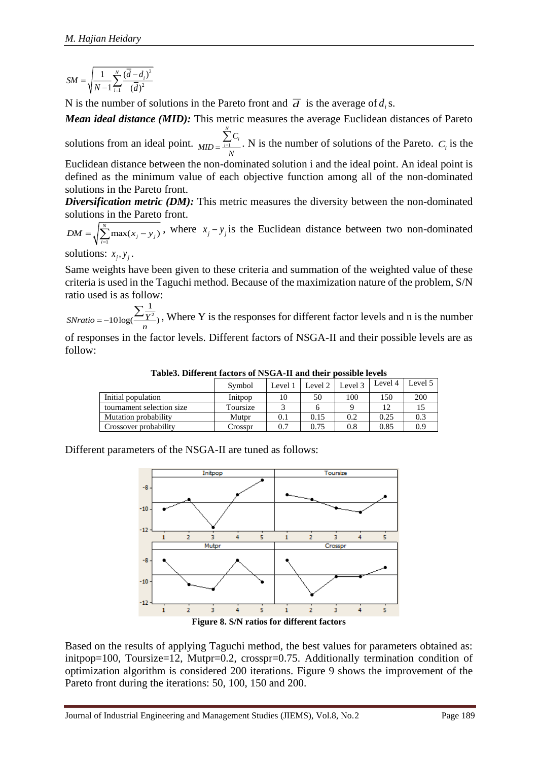$$SM = \sqrt{\frac{1}{N-1}\sum_{i=1}^{N}\frac{(\bar{d}-d_i)^2}{(\bar{d})^2}}$$

N is the number of solutions in the Pareto front and $\bar{d}$ is the average of $d_i$ s.

***Mean ideal distance (MID):*** This metric measures the average Euclidean distances of Pareto solutions from an ideal point. $MID = \frac{\sum_{i=1}^{N} C_i}{N}$. N is the number of solutions of the Pareto. $C_i$ is the Euclidean distance between the non-dominated solution i and the ideal point. An ideal point is defined as the minimum value of each objective function among all of the non-dominated solutions in the Pareto front.

***Diversification metric (DM):*** This metric measures the diversity between the non-dominated solutions in the Pareto front.

$DM = \sqrt{\sum_{i=1}^{N} \max(x_j - y_j)}$, where $x_j - y_j$ is the Euclidean distance between two non-dominated solutions: $x_j, y_j$.

Same weights have been given to these criteria and summation of the weighted value of these criteria is used in the Taguchi method. Because of the maximization nature of the problem, S/N ratio used is as follow:

$SNratio = -10\log(\frac{\sum \frac{1}{Y^2}}{n})$, Where Y is the responses for different factor levels and n is the number of responses in the factor levels. Different factors of NSGA-II and their possible levels are as follow:

**Table3. Different factors of NSGA-II and their possible levels**

| | Symbol | Level 1 | Level 2 | Level 3 | Level 4 | Level 5 |
|---|---|---|---|---|---|---|
| Initial population | Initpop | 10 | 50 | 100 | 150 | 200 |
| tournament selection size | Toursize | 3 | 6 | 9 | 12 | 15 |
| Mutation probability | Mutpr | 0.1 | 0.15 | 0.2 | 0.25 | 0.3 |
| Crossover probability | Crosspr | 0.7 | 0.75 | 0.8 | 0.85 | 0.9 |

Different parameters of the NSGA-II are tuned as follows:

**Figure 8. S/N ratios for different factors**

Based on the results of applying Taguchi method, the best values for parameters obtained as: initpop=100, Toursize=12, Mutpr=0.2, crosspr=0.75. Additionally termination condition of optimization algorithm is considered 200 iterations. Figure 9 shows the improvement of the Pareto front during the iterations: 50, 100, 150 and 200.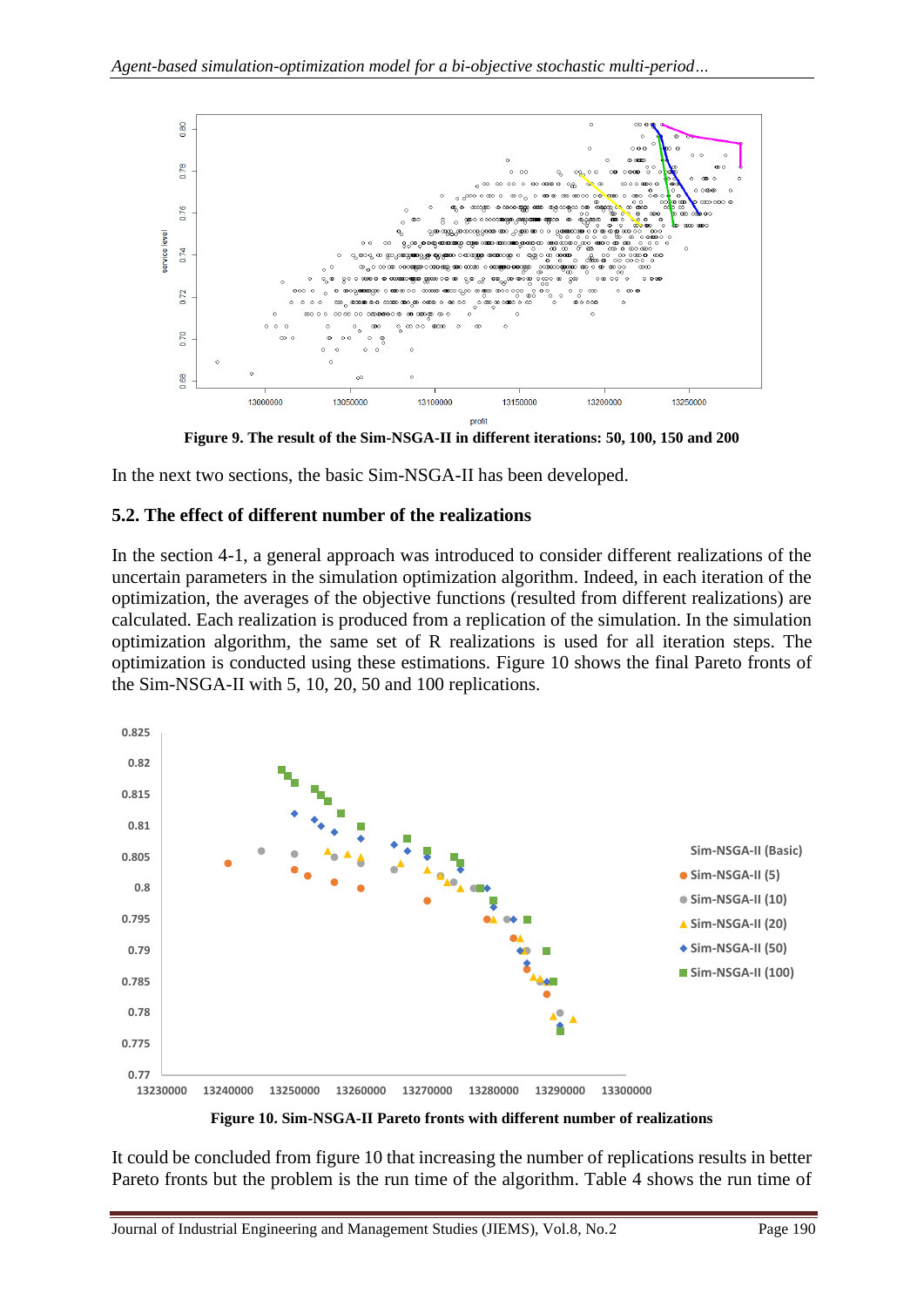Figure 9. The result of the Sim-NSGA-II in different iterations: 50, 100, 150 and 200

In the next two sections, the basic Sim-NSGA-II has been developed.

### 5.2. The effect of different number of the realizations

In the section 4-1, a general approach was introduced to consider different realizations of the uncertain parameters in the simulation optimization algorithm. Indeed, in each iteration of the optimization, the averages of the objective functions (resulted from different realizations) are calculated. Each realization is produced from a replication of the simulation. In the simulation optimization algorithm, the same set of R realizations is used for all iteration steps. The optimization is conducted using these estimations. Figure 10 shows the final Pareto fronts of the Sim-NSGA-II with 5, 10, 20, 50 and 100 replications.

Figure 10. Sim-NSGA-II Pareto fronts with different number of realizations

It could be concluded from figure 10 that increasing the number of replications results in better Pareto fronts but the problem is the run time of the algorithm. Table 4 shows the run time of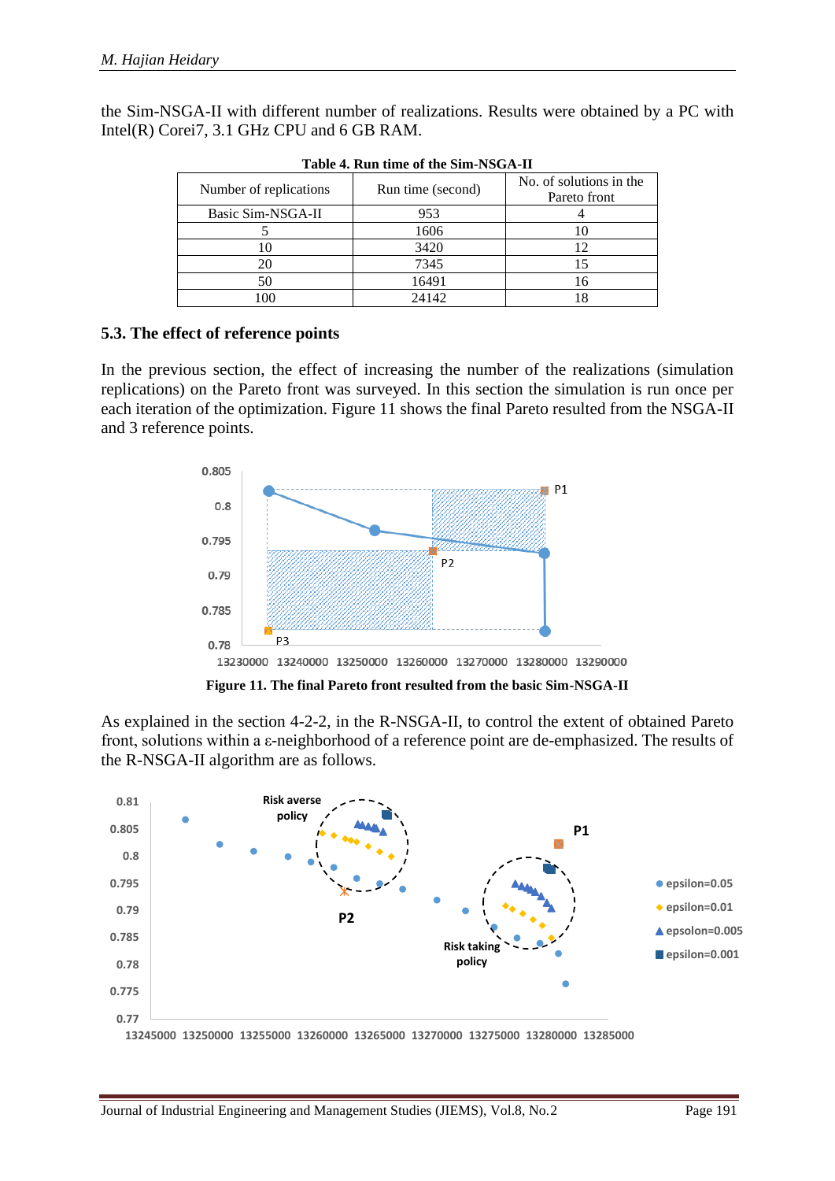the Sim-NSGA-II with different number of realizations. Results were obtained by a PC with Intel(R) Corei7, 3.1 GHz CPU and 6 GB RAM.

**Table 4. Run time of the Sim-NSGA-II**

| Number of replications | Run time (second) | No. of solutions in the Pareto front |
|---|---|---|
| Basic Sim-NSGA-II | 953 | 4 |
| 5 | 1606 | 10 |
| 10 | 3420 | 12 |
| 20 | 7345 | 15 |
| 50 | 16491 | 16 |
| 100 | 24142 | 18 |

### 5.3. The effect of reference points

In the previous section, the effect of increasing the number of the realizations (simulation replications) on the Pareto front was surveyed. In this section the simulation is run once per each iteration of the optimization. Figure 11 shows the final Pareto resulted from the NSGA-II and 3 reference points.

**Figure 11. The final Pareto front resulted from the basic Sim-NSGA-II**

As explained in the section 4-2-2, in the R-NSGA-II, to control the extent of obtained Pareto front, solutions within a ε-neighborhood of a reference point are de-emphasized. The results of the R-NSGA-II algorithm are as follows.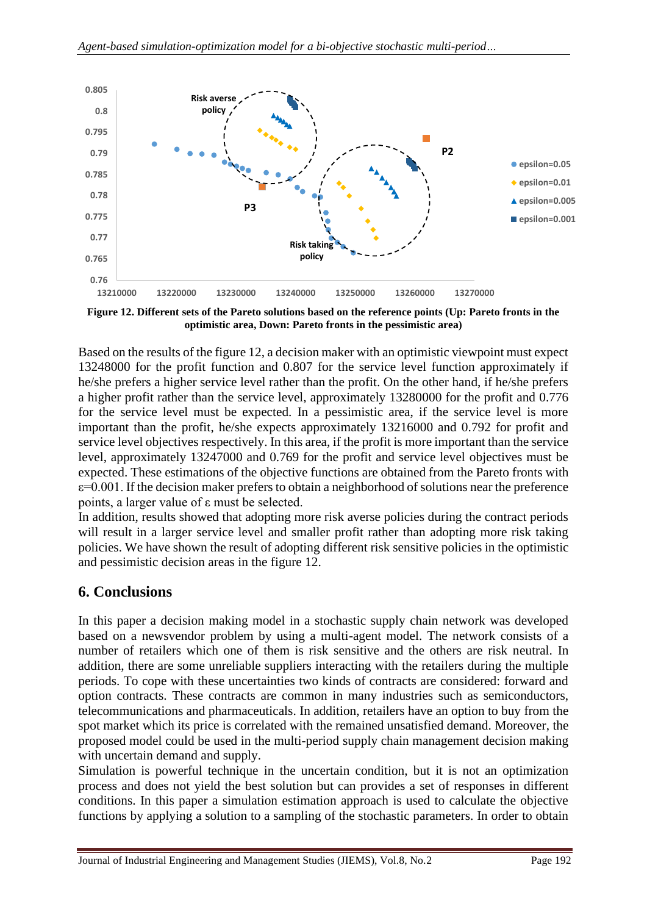**Figure 12. Different sets of the Pareto solutions based on the reference points (Up: Pareto fronts in the optimistic area, Down: Pareto fronts in the pessimistic area)**

Based on the results of the figure 12, a decision maker with an optimistic viewpoint must expect 13248000 for the profit function and 0.807 for the service level function approximately if he/she prefers a higher service level rather than the profit. On the other hand, if he/she prefers a higher profit rather than the service level, approximately 13280000 for the profit and 0.776 for the service level must be expected. In a pessimistic area, if the service level is more important than the profit, he/she expects approximately 13216000 and 0.792 for profit and service level objectives respectively. In this area, if the profit is more important than the service level, approximately 13247000 and 0.769 for the profit and service level objectives must be expected. These estimations of the objective functions are obtained from the Pareto fronts with ε=0.001. If the decision maker prefers to obtain a neighborhood of solutions near the preference points, a larger value of ε must be selected.

In addition, results showed that adopting more risk averse policies during the contract periods will result in a larger service level and smaller profit rather than adopting more risk taking policies. We have shown the result of adopting different risk sensitive policies in the optimistic and pessimistic decision areas in the figure 12.

## 6. Conclusions

In this paper a decision making model in a stochastic supply chain network was developed based on a newsvendor problem by using a multi-agent model. The network consists of a number of retailers which one of them is risk sensitive and the others are risk neutral. In addition, there are some unreliable suppliers interacting with the retailers during the multiple periods. To cope with these uncertainties two kinds of contracts are considered: forward and option contracts. These contracts are common in many industries such as semiconductors, telecommunications and pharmaceuticals. In addition, retailers have an option to buy from the spot market which its price is correlated with the remained unsatisfied demand. Moreover, the proposed model could be used in the multi-period supply chain management decision making with uncertain demand and supply.

Simulation is powerful technique in the uncertain condition, but it is not an optimization process and does not yield the best solution but can provides a set of responses in different conditions. In this paper a simulation estimation approach is used to calculate the objective functions by applying a solution to a sampling of the stochastic parameters. In order to obtain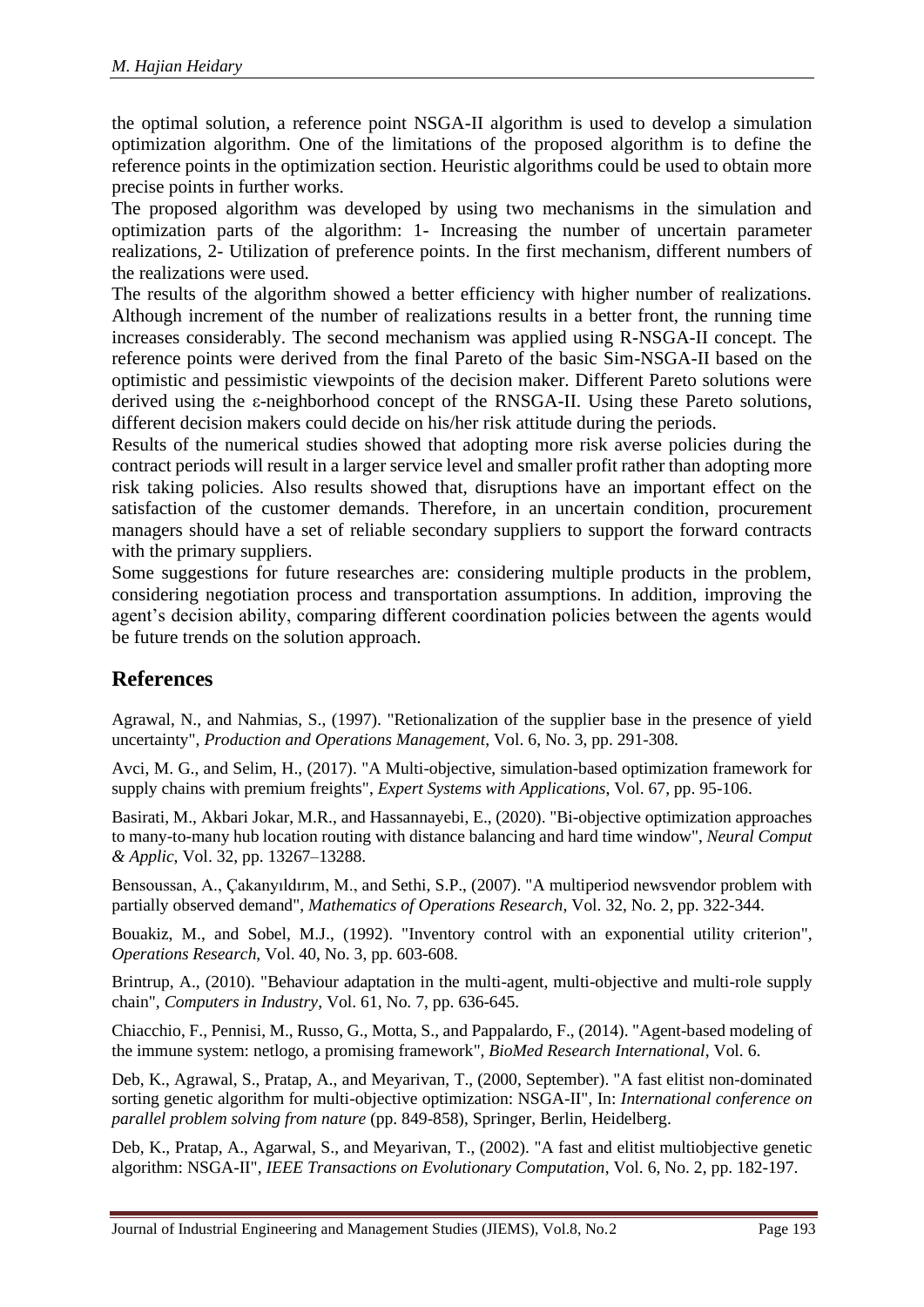the optimal solution, a reference point NSGA-II algorithm is used to develop a simulation optimization algorithm. One of the limitations of the proposed algorithm is to define the reference points in the optimization section. Heuristic algorithms could be used to obtain more precise points in further works.

The proposed algorithm was developed by using two mechanisms in the simulation and optimization parts of the algorithm: 1- Increasing the number of uncertain parameter realizations, 2- Utilization of preference points. In the first mechanism, different numbers of the realizations were used.

The results of the algorithm showed a better efficiency with higher number of realizations. Although increment of the number of realizations results in a better front, the running time increases considerably. The second mechanism was applied using R-NSGA-II concept. The reference points were derived from the final Pareto of the basic Sim-NSGA-II based on the optimistic and pessimistic viewpoints of the decision maker. Different Pareto solutions were derived using the ε-neighborhood concept of the RNSGA-II. Using these Pareto solutions, different decision makers could decide on his/her risk attitude during the periods.

Results of the numerical studies showed that adopting more risk averse policies during the contract periods will result in a larger service level and smaller profit rather than adopting more risk taking policies. Also results showed that, disruptions have an important effect on the satisfaction of the customer demands. Therefore, in an uncertain condition, procurement managers should have a set of reliable secondary suppliers to support the forward contracts with the primary suppliers.

Some suggestions for future researches are: considering multiple products in the problem, considering negotiation process and transportation assumptions. In addition, improving the agent's decision ability, comparing different coordination policies between the agents would be future trends on the solution approach.

## References

Agrawal, N., and Nahmias, S., (1997). "Retionalization of the supplier base in the presence of yield uncertainty", *Production and Operations Management*, Vol. 6, No. 3, pp. 291-308.

Avci, M. G., and Selim, H., (2017). "A Multi-objective, simulation-based optimization framework for supply chains with premium freights", *Expert Systems with Applications*, Vol. 67, pp. 95-106.

Basirati, M., Akbari Jokar, M.R., and Hassannayebi, E., (2020). "Bi-objective optimization approaches to many-to-many hub location routing with distance balancing and hard time window", *Neural Comput & Applic*, Vol. 32, pp. 13267–13288.

Bensoussan, A., Çakanyıldırım, M., and Sethi, S.P., (2007). "A multiperiod newsvendor problem with partially observed demand", *Mathematics of Operations Research*, Vol. 32, No. 2, pp. 322-344.

Bouakiz, M., and Sobel, M.J., (1992). "Inventory control with an exponential utility criterion", *Operations Research*, Vol. 40, No. 3, pp. 603-608.

Brintrup, A., (2010). "Behaviour adaptation in the multi-agent, multi-objective and multi-role supply chain", *Computers in Industry*, Vol. 61, No. 7, pp. 636-645.

Chiacchio, F., Pennisi, M., Russo, G., Motta, S., and Pappalardo, F., (2014). "Agent-based modeling of the immune system: netlogo, a promising framework", *BioMed Research International*, Vol. 6.

Deb, K., Agrawal, S., Pratap, A., and Meyarivan, T., (2000, September). "A fast elitist non-dominated sorting genetic algorithm for multi-objective optimization: NSGA-II", In: *International conference on parallel problem solving from nature* (pp. 849-858), Springer, Berlin, Heidelberg.

Deb, K., Pratap, A., Agarwal, S., and Meyarivan, T., (2002). "A fast and elitist multiobjective genetic algorithm: NSGA-II", *IEEE Transactions on Evolutionary Computation*, Vol. 6, No. 2, pp. 182-197.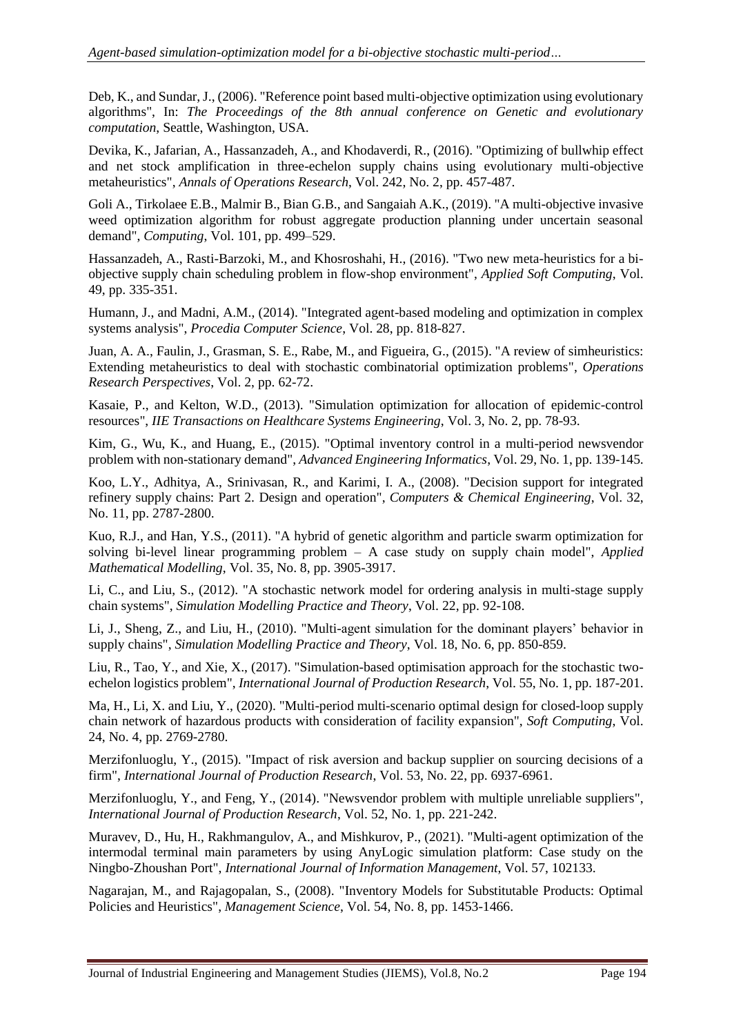Deb, K., and Sundar, J., (2006). "Reference point based multi-objective optimization using evolutionary algorithms", In: *The Proceedings of the 8th annual conference on Genetic and evolutionary computation*, Seattle, Washington, USA.

Devika, K., Jafarian, A., Hassanzadeh, A., and Khodaverdi, R., (2016). "Optimizing of bullwhip effect and net stock amplification in three-echelon supply chains using evolutionary multi-objective metaheuristics", *Annals of Operations Research*, Vol. 242, No. 2, pp. 457-487.

Goli A., Tirkolaee E.B., Malmir B., Bian G.B., and Sangaiah A.K., (2019). "A multi-objective invasive weed optimization algorithm for robust aggregate production planning under uncertain seasonal demand", *Computing*, Vol. 101, pp. 499–529.

Hassanzadeh, A., Rasti-Barzoki, M., and Khosroshahi, H., (2016). "Two new meta-heuristics for a bi-objective supply chain scheduling problem in flow-shop environment", *Applied Soft Computing*, Vol. 49, pp. 335-351.

Humann, J., and Madni, A.M., (2014). "Integrated agent-based modeling and optimization in complex systems analysis", *Procedia Computer Science*, Vol. 28, pp. 818-827.

Juan, A. A., Faulin, J., Grasman, S. E., Rabe, M., and Figueira, G., (2015). "A review of simheuristics: Extending metaheuristics to deal with stochastic combinatorial optimization problems", *Operations Research Perspectives*, Vol. 2, pp. 62-72.

Kasaie, P., and Kelton, W.D., (2013). "Simulation optimization for allocation of epidemic-control resources", *IIE Transactions on Healthcare Systems Engineering*, Vol. 3, No. 2, pp. 78-93.

Kim, G., Wu, K., and Huang, E., (2015). "Optimal inventory control in a multi-period newsvendor problem with non-stationary demand", *Advanced Engineering Informatics*, Vol. 29, No. 1, pp. 139-145.

Koo, L.Y., Adhitya, A., Srinivasan, R., and Karimi, I. A., (2008). "Decision support for integrated refinery supply chains: Part 2. Design and operation", *Computers & Chemical Engineering*, Vol. 32, No. 11, pp. 2787-2800.

Kuo, R.J., and Han, Y.S., (2011). "A hybrid of genetic algorithm and particle swarm optimization for solving bi-level linear programming problem – A case study on supply chain model", *Applied Mathematical Modelling*, Vol. 35, No. 8, pp. 3905-3917.

Li, C., and Liu, S., (2012). "A stochastic network model for ordering analysis in multi-stage supply chain systems", *Simulation Modelling Practice and Theory*, Vol. 22, pp. 92-108.

Li, J., Sheng, Z., and Liu, H., (2010). "Multi-agent simulation for the dominant players' behavior in supply chains", *Simulation Modelling Practice and Theory*, Vol. 18, No. 6, pp. 850-859.

Liu, R., Tao, Y., and Xie, X., (2017). "Simulation-based optimisation approach for the stochastic two-echelon logistics problem", *International Journal of Production Research*, Vol. 55, No. 1, pp. 187-201.

Ma, H., Li, X. and Liu, Y., (2020). "Multi-period multi-scenario optimal design for closed-loop supply chain network of hazardous products with consideration of facility expansion", *Soft Computing*, Vol. 24, No. 4, pp. 2769-2780.

Merzifonluoglu, Y., (2015). "Impact of risk aversion and backup supplier on sourcing decisions of a firm", *International Journal of Production Research*, Vol. 53, No. 22, pp. 6937-6961.

Merzifonluoglu, Y., and Feng, Y., (2014). "Newsvendor problem with multiple unreliable suppliers", *International Journal of Production Research*, Vol. 52, No. 1, pp. 221-242.

Muravev, D., Hu, H., Rakhmangulov, A., and Mishkurov, P., (2021). "Multi-agent optimization of the intermodal terminal main parameters by using AnyLogic simulation platform: Case study on the Ningbo-Zhoushan Port", *International Journal of Information Management*, Vol. 57, 102133.

Nagarajan, M., and Rajagopalan, S., (2008). "Inventory Models for Substitutable Products: Optimal Policies and Heuristics", *Management Science*, Vol. 54, No. 8, pp. 1453-1466.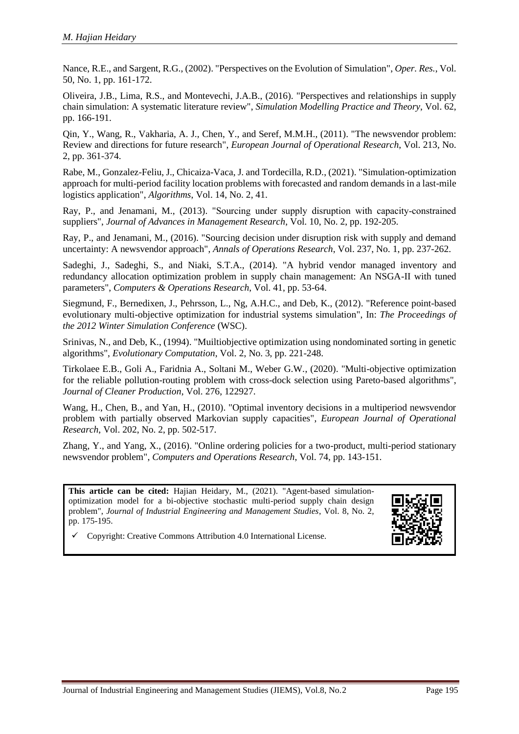Nance, R.E., and Sargent, R.G., (2002). "Perspectives on the Evolution of Simulation", *Oper. Res.*, Vol. 50, No. 1, pp. 161-172.

Oliveira, J.B., Lima, R.S., and Montevechi, J.A.B., (2016). "Perspectives and relationships in supply chain simulation: A systematic literature review", *Simulation Modelling Practice and Theory*, Vol. 62, pp. 166-191.

Qin, Y., Wang, R., Vakharia, A. J., Chen, Y., and Seref, M.M.H., (2011). "The newsvendor problem: Review and directions for future research", *European Journal of Operational Research*, Vol. 213, No. 2, pp. 361-374.

Rabe, M., Gonzalez-Feliu, J., Chicaiza-Vaca, J. and Tordecilla, R.D., (2021). "Simulation-optimization approach for multi-period facility location problems with forecasted and random demands in a last-mile logistics application", *Algorithms*, Vol. 14, No. 2, 41.

Ray, P., and Jenamani, M., (2013). "Sourcing under supply disruption with capacity-constrained suppliers", *Journal of Advances in Management Research*, Vol. 10, No. 2, pp. 192-205.

Ray, P., and Jenamani, M., (2016). "Sourcing decision under disruption risk with supply and demand uncertainty: A newsvendor approach", *Annals of Operations Research*, Vol. 237, No. 1, pp. 237-262.

Sadeghi, J., Sadeghi, S., and Niaki, S.T.A., (2014). "A hybrid vendor managed inventory and redundancy allocation optimization problem in supply chain management: An NSGA-II with tuned parameters", *Computers & Operations Research*, Vol. 41, pp. 53-64.

Siegmund, F., Bernedixen, J., Pehrsson, L., Ng, A.H.C., and Deb, K., (2012). "Reference point-based evolutionary multi-objective optimization for industrial systems simulation", In: *The Proceedings of the 2012 Winter Simulation Conference* (WSC).

Srinivas, N., and Deb, K., (1994). "Muiltiobjective optimization using nondominated sorting in genetic algorithms", *Evolutionary Computation*, Vol. 2, No. 3, pp. 221-248.

Tirkolaee E.B., Goli A., Faridnia A., Soltani M., Weber G.W., (2020). "Multi-objective optimization for the reliable pollution-routing problem with cross-dock selection using Pareto-based algorithms", *Journal of Cleaner Production*, Vol. 276, 122927.

Wang, H., Chen, B., and Yan, H., (2010). "Optimal inventory decisions in a multiperiod newsvendor problem with partially observed Markovian supply capacities", *European Journal of Operational Research*, Vol. 202, No. 2, pp. 502-517.

Zhang, Y., and Yang, X., (2016). "Online ordering policies for a two-product, multi-period stationary newsvendor problem", *Computers and Operations Research*, Vol. 74, pp. 143-151.

**This article can be cited:** Hajian Heidary, M., (2021). "Agent-based simulation-optimization model for a bi-objective stochastic multi-period supply chain design problem", *Journal of Industrial Engineering and Management Studies*, Vol. 8, No. 2, pp. 175-195.

- ✓ Copyright: Creative Commons Attribution 4.0 International License.